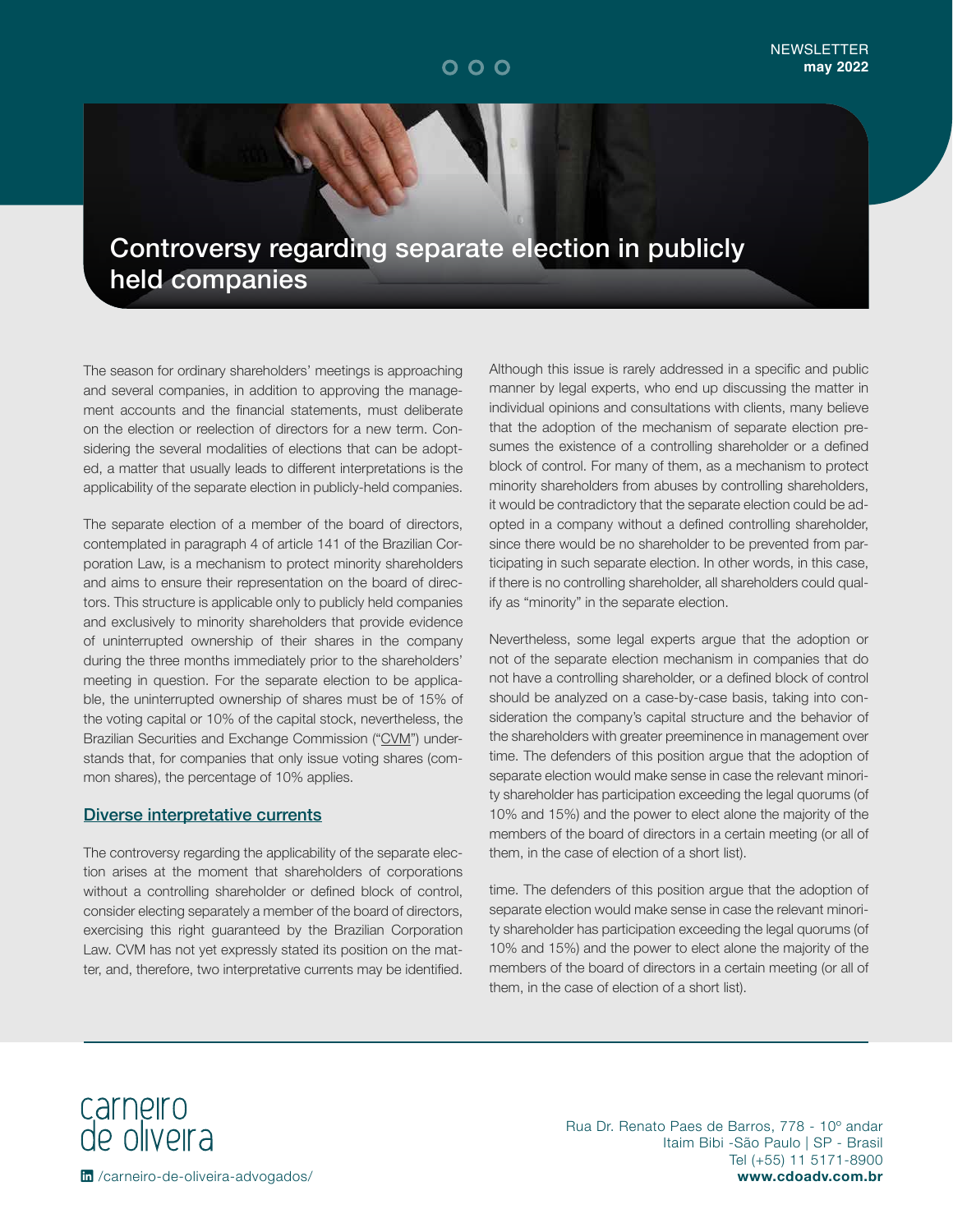# Controversy regarding separate election in publicly held companies

The season for ordinary shareholders' meetings is approaching and several companies, in addition to approving the management accounts and the financial statements, must deliberate on the election or reelection of directors for a new term. Considering the several modalities of elections that can be adopted, a matter that usually leads to different interpretations is the applicability of the separate election in publicly-held companies.

The separate election of a member of the board of directors, contemplated in paragraph 4 of article 141 of the Brazilian Corporation Law, is a mechanism to protect minority shareholders and aims to ensure their representation on the board of directors. This structure is applicable only to publicly held companies and exclusively to minority shareholders that provide evidence of uninterrupted ownership of their shares in the company during the three months immediately prior to the shareholders' meeting in question. For the separate election to be applicable, the uninterrupted ownership of shares must be of 15% of the voting capital or 10% of the capital stock, nevertheless, the Brazilian Securities and Exchange Commission ("CVM") understands that, for companies that only issue voting shares (common shares), the percentage of 10% applies.

## Diverse interpretative currents

The controversy regarding the applicability of the separate election arises at the moment that shareholders of corporations without a controlling shareholder or defined block of control, consider electing separately a member of the board of directors, exercising this right guaranteed by the Brazilian Corporation Law. CVM has not yet expressly stated its position on the matter, and, therefore, two interpretative currents may be identified.

Although this issue is rarely addressed in a specific and public manner by legal experts, who end up discussing the matter in individual opinions and consultations with clients, many believe that the adoption of the mechanism of separate election presumes the existence of a controlling shareholder or a defined block of control. For many of them, as a mechanism to protect minority shareholders from abuses by controlling shareholders, it would be contradictory that the separate election could be adopted in a company without a defined controlling shareholder, since there would be no shareholder to be prevented from participating in such separate election. In other words, in this case, if there is no controlling shareholder, all shareholders could qualify as "minority" in the separate election.

Nevertheless, some legal experts argue that the adoption or not of the separate election mechanism in companies that do not have a controlling shareholder, or a defined block of control should be analyzed on a case-by-case basis, taking into consideration the company's capital structure and the behavior of the shareholders with greater preeminence in management over time. The defenders of this position argue that the adoption of separate election would make sense in case the relevant minority shareholder has participation exceeding the legal quorums (of 10% and 15%) and the power to elect alone the majority of the members of the board of directors in a certain meeting (or all of them, in the case of election of a short list).

time. The defenders of this position argue that the adoption of separate election would make sense in case the relevant minority shareholder has participation exceeding the legal quorums (of 10% and 15%) and the power to elect alone the majority of the members of the board of directors in a certain meeting (or all of them, in the case of election of a short list).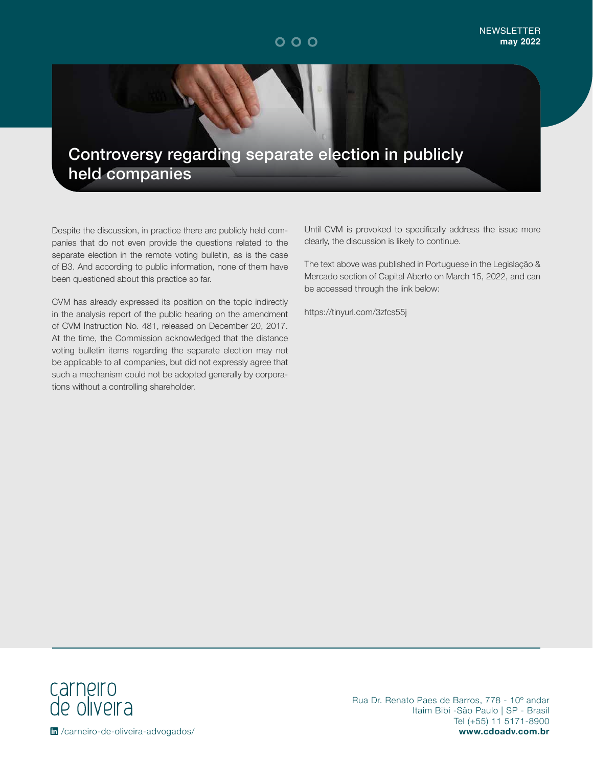# Controversy regarding separate election in publicly held companies

Despite the discussion, in practice there are publicly held companies that do not even provide the questions related to the separate election in the remote voting bulletin, as is the case of B3. And according to public information, none of them have been questioned about this practice so far.

CVM has already expressed its position on the topic indirectly in the analysis report of the public hearing on the amendment of CVM Instruction No. 481, released on December 20, 2017. At the time, the Commission acknowledged that the distance voting bulletin items regarding the separate election may not be applicable to all companies, but did not expressly agree that such a mechanism could not be adopted generally by corporations without a controlling shareholder.

Until CVM is provoked to specifically address the issue more clearly, the discussion is likely to continue.

The text above was published in Portuguese in the Legislação & Mercado section of Capital Aberto on March 15, 2022, and can be accessed through the link below:

https://tinyurl.com/3zfcs55j

carneiro de oliveira

/carneiro-de-oliveira-advogados/

Rua Dr. Renato Paes de Barros, 778 - 10º andar
Itaim Bibi -São Paulo | SP - Brasil
Tel (+55) 11 5171-8900
**www.cdoadv.com.br**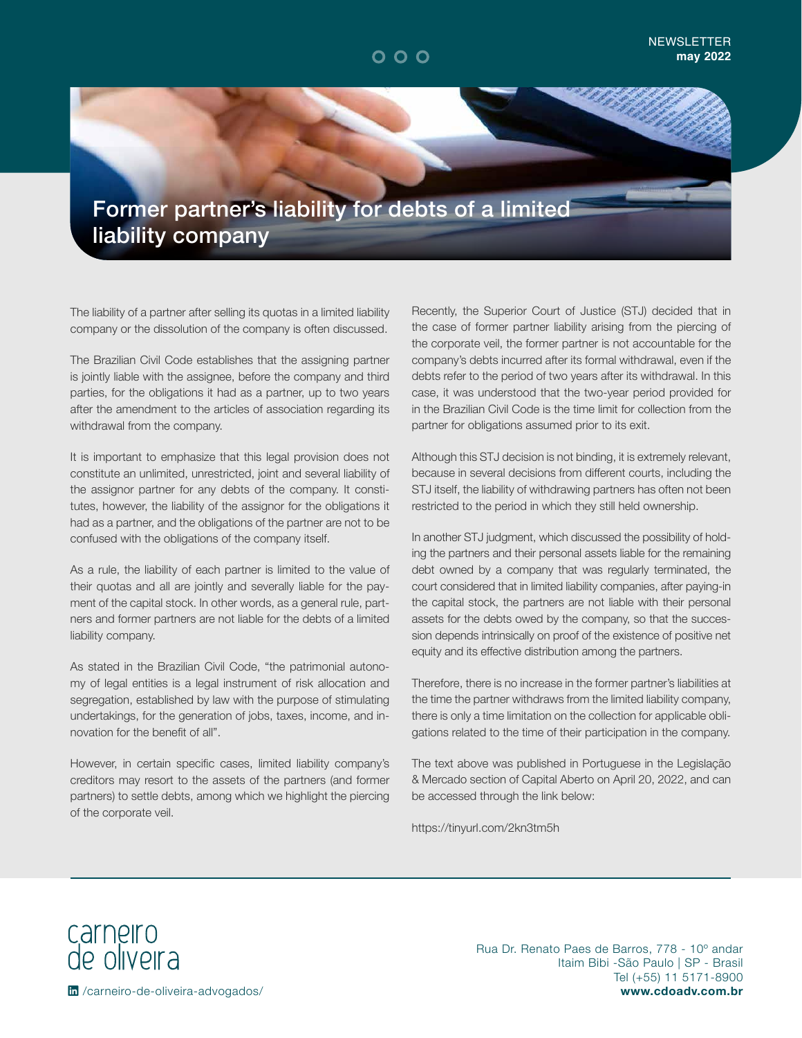# Former partner's liability for debts of a limited liability company

The liability of a partner after selling its quotas in a limited liability company or the dissolution of the company is often discussed.

The Brazilian Civil Code establishes that the assigning partner is jointly liable with the assignee, before the company and third parties, for the obligations it had as a partner, up to two years after the amendment to the articles of association regarding its withdrawal from the company.

It is important to emphasize that this legal provision does not constitute an unlimited, unrestricted, joint and several liability of the assignor partner for any debts of the company. It constitutes, however, the liability of the assignor for the obligations it had as a partner, and the obligations of the partner are not to be confused with the obligations of the company itself.

As a rule, the liability of each partner is limited to the value of their quotas and all are jointly and severally liable for the payment of the capital stock. In other words, as a general rule, partners and former partners are not liable for the debts of a limited liability company.

As stated in the Brazilian Civil Code, "the patrimonial autonomy of legal entities is a legal instrument of risk allocation and segregation, established by law with the purpose of stimulating undertakings, for the generation of jobs, taxes, income, and innovation for the benefit of all".

However, in certain specific cases, limited liability company's creditors may resort to the assets of the partners (and former partners) to settle debts, among which we highlight the piercing of the corporate veil.

Recently, the Superior Court of Justice (STJ) decided that in the case of former partner liability arising from the piercing of the corporate veil, the former partner is not accountable for the company's debts incurred after its formal withdrawal, even if the debts refer to the period of two years after its withdrawal. In this case, it was understood that the two-year period provided for in the Brazilian Civil Code is the time limit for collection from the partner for obligations assumed prior to its exit.

Although this STJ decision is not binding, it is extremely relevant, because in several decisions from different courts, including the STJ itself, the liability of withdrawing partners has often not been restricted to the period in which they still held ownership.

In another STJ judgment, which discussed the possibility of holding the partners and their personal assets liable for the remaining debt owned by a company that was regularly terminated, the court considered that in limited liability companies, after paying-in the capital stock, the partners are not liable with their personal assets for the debts owed by the company, so that the succession depends intrinsically on proof of the existence of positive net equity and its effective distribution among the partners.

Therefore, there is no increase in the former partner's liabilities at the time the partner withdraws from the limited liability company, there is only a time limitation on the collection for applicable obligations related to the time of their participation in the company.

The text above was published in Portuguese in the Legislação & Mercado section of Capital Aberto on April 20, 2022, and can be accessed through the link below:

https://tinyurl.com/2kn3tm5h

carneiro de oliveira

/carneiro-de-oliveira-advogados/

Rua Dr. Renato Paes de Barros, 778 - 10º andar
Itaim Bibi -São Paulo | SP - Brasil
Tel (+55) 11 5171-8900
**www.cdoadv.com.br**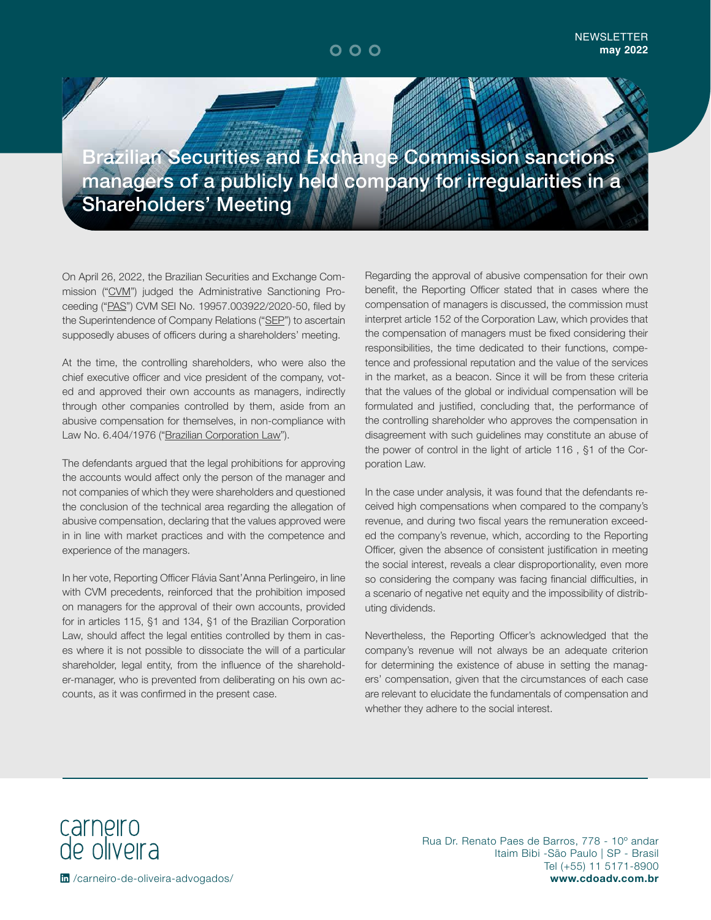# Brazilian Securities and Exchange Commission sanctions managers of a publicly held company for irregularities in a Shareholders' Meeting

On April 26, 2022, the Brazilian Securities and Exchange Commission ("CVM") judged the Administrative Sanctioning Proceeding ("PAS") CVM SEI No. 19957.003922/2020-50, filed by the Superintendence of Company Relations ("SEP") to ascertain supposedly abuses of officers during a shareholders' meeting.

At the time, the controlling shareholders, who were also the chief executive officer and vice president of the company, voted and approved their own accounts as managers, indirectly through other companies controlled by them, aside from an abusive compensation for themselves, in non-compliance with Law No. 6.404/1976 ("Brazilian Corporation Law").

The defendants argued that the legal prohibitions for approving the accounts would affect only the person of the manager and not companies of which they were shareholders and questioned the conclusion of the technical area regarding the allegation of abusive compensation, declaring that the values approved were in in line with market practices and with the competence and experience of the managers.

In her vote, Reporting Officer Flávia Sant'Anna Perlingeiro, in line with CVM precedents, reinforced that the prohibition imposed on managers for the approval of their own accounts, provided for in articles 115, §1 and 134, §1 of the Brazilian Corporation Law, should affect the legal entities controlled by them in cases where it is not possible to dissociate the will of a particular shareholder, legal entity, from the influence of the shareholder-manager, who is prevented from deliberating on his own accounts, as it was confirmed in the present case.

Regarding the approval of abusive compensation for their own benefit, the Reporting Officer stated that in cases where the compensation of managers is discussed, the commission must interpret article 152 of the Corporation Law, which provides that the compensation of managers must be fixed considering their responsibilities, the time dedicated to their functions, competence and professional reputation and the value of the services in the market, as a beacon. Since it will be from these criteria that the values of the global or individual compensation will be formulated and justified, concluding that, the performance of the controlling shareholder who approves the compensation in disagreement with such guidelines may constitute an abuse of the power of control in the light of article 116 , §1 of the Corporation Law.

In the case under analysis, it was found that the defendants received high compensations when compared to the company's revenue, and during two fiscal years the remuneration exceeded the company's revenue, which, according to the Reporting Officer, given the absence of consistent justification in meeting the social interest, reveals a clear disproportionality, even more so considering the company was facing financial difficulties, in a scenario of negative net equity and the impossibility of distributing dividends.

Nevertheless, the Reporting Officer's acknowledged that the company's revenue will not always be an adequate criterion for determining the existence of abuse in setting the managers' compensation, given that the circumstances of each case are relevant to elucidate the fundamentals of compensation and whether they adhere to the social interest.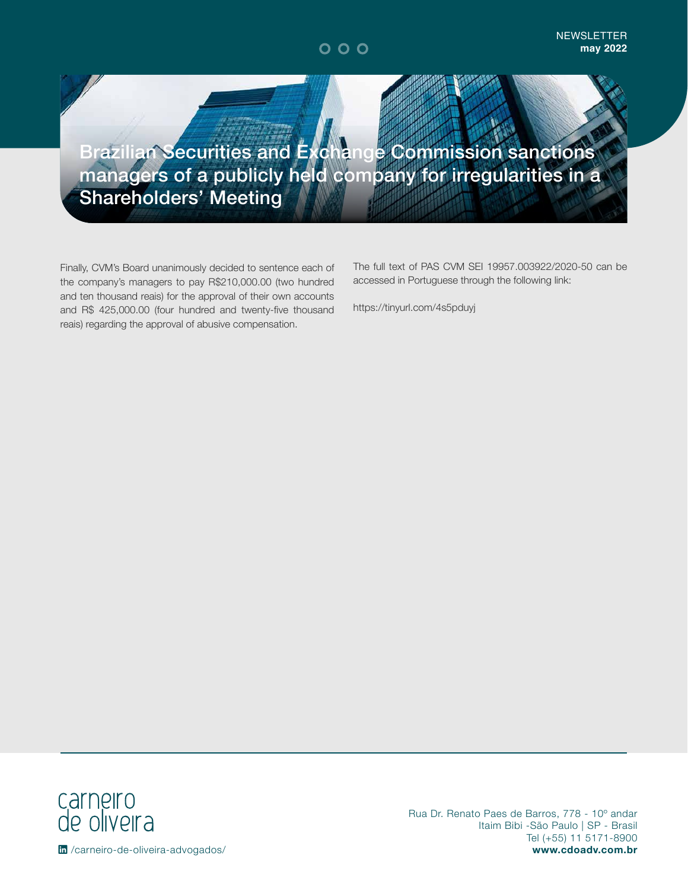# Brazilian Securities and Exchange Commission sanctions managers of a publicly held company for irregularities in a Shareholders' Meeting

Finally, CVM's Board unanimously decided to sentence each of the company's managers to pay R$210,000.00 (two hundred and ten thousand reais) for the approval of their own accounts and R$ 425,000.00 (four hundred and twenty-five thousand reais) regarding the approval of abusive compensation.

The full text of PAS CVM SEI 19957.003922/2020-50 can be accessed in Portuguese through the following link:

https://tinyurl.com/4s5pduyj

carneiro de oliveira

/carneiro-de-oliveira-advogados/

Rua Dr. Renato Paes de Barros, 778 - 10º andar
Itaim Bibi -São Paulo | SP - Brasil
Tel (+55) 11 5171-8900
**www.cdoadv.com.br**